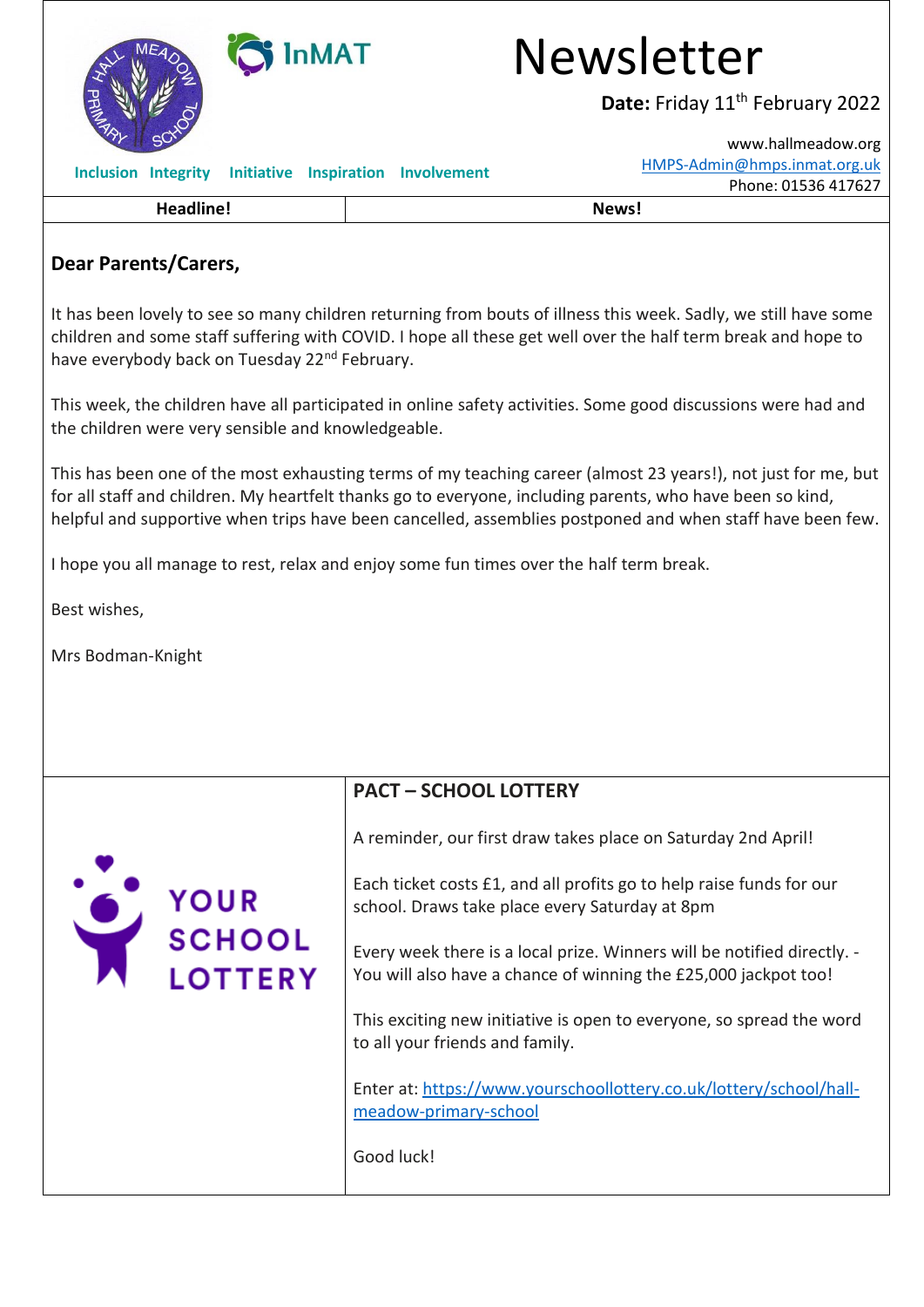# Newsletter

**Date:** Friday 11th February 2022

www.hallmeadow.org
HMPS-Admin@hmps.inmat.org.uk
Phone: 01536 417627

Inclusion Integrity Initiative Inspiration Involvement

| Headline! | News! |
|---|---|

## Dear Parents/Carers,

It has been lovely to see so many children returning from bouts of illness this week. Sadly, we still have some children and some staff suffering with COVID. I hope all these get well over the half term break and hope to have everybody back on Tuesday 22nd February.

This week, the children have all participated in online safety activities. Some good discussions were had and the children were very sensible and knowledgeable.

This has been one of the most exhausting terms of my teaching career (almost 23 years!), not just for me, but for all staff and children. My heartfelt thanks go to everyone, including parents, who have been so kind, helpful and supportive when trips have been cancelled, assemblies postponed and when staff have been few.

I hope you all manage to rest, relax and enjoy some fun times over the half term break.

Best wishes,

Mrs Bodman-Knight

YOUR SCHOOL LOTTERY

## PACT – SCHOOL LOTTERY

A reminder, our first draw takes place on Saturday 2nd April!

Each ticket costs £1, and all profits go to help raise funds for our school. Draws take place every Saturday at 8pm

Every week there is a local prize. Winners will be notified directly. - You will also have a chance of winning the £25,000 jackpot too!

This exciting new initiative is open to everyone, so spread the word to all your friends and family.

Enter at: https://www.yourschoollottery.co.uk/lottery/school/hall-meadow-primary-school

Good luck!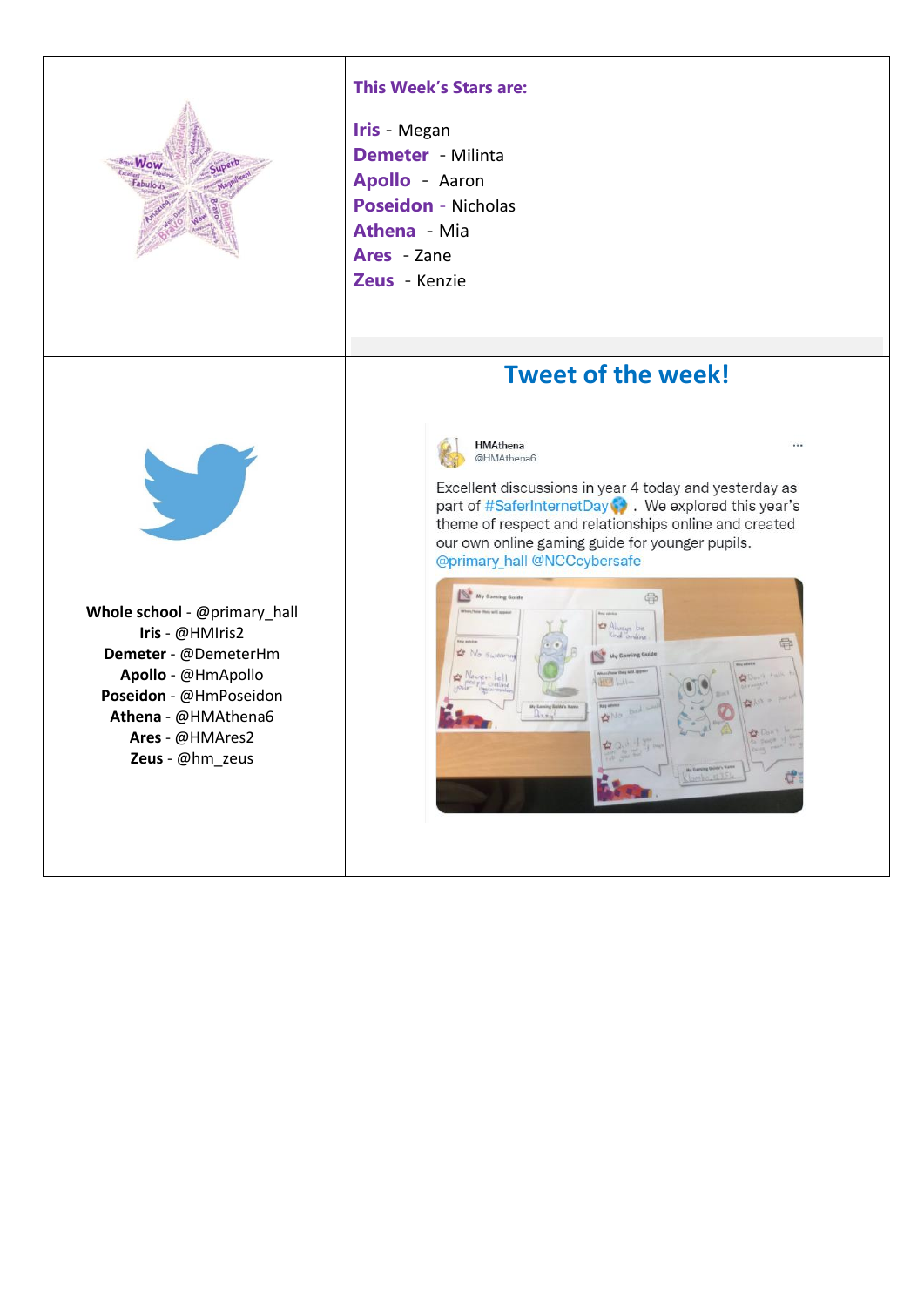## This Week's Stars are:

**Iris** - Megan
**Demeter** - Milinta
**Apollo** - Aaron
**Poseidon** - Nicholas
**Athena** - Mia
**Ares** - Zane
**Zeus** - Kenzie

## Tweet of the week!

HMAthena
@HMAthena6

Excellent discussions in year 4 today and yesterday as part of #SaferInternetDay. We explored this year's theme of respect and relationships online and created our own online gaming guide for younger pupils. @primary_hall @NCCcybersafe

**Whole school** - @primary_hall
**Iris** - @HMIris2
**Demeter** - @DemeterHm
**Apollo** - @HmApollo
**Poseidon** - @HmPoseidon
**Athena** - @HMAthena6
**Ares** - @HMAres2
**Zeus** - @hm_zeus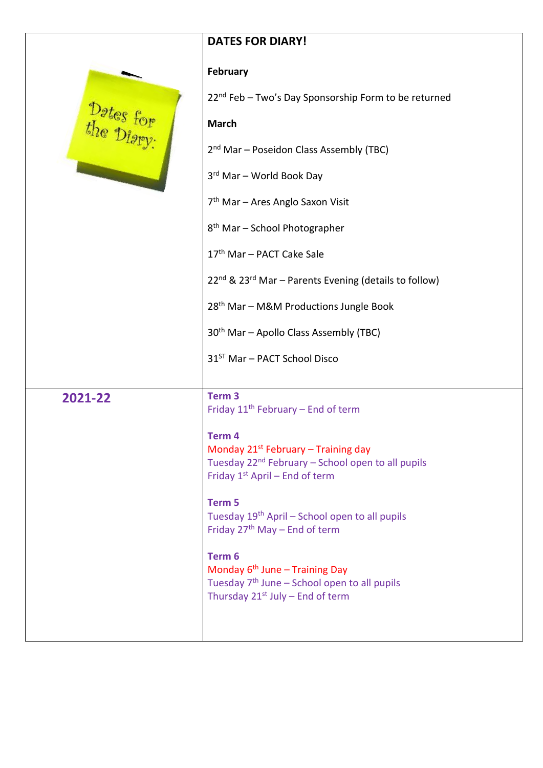| | |
|---|---|
| Dates for the Diary: | **DATES FOR DIARY!**<br><br>**February**<br><br>22nd Feb – Two's Day Sponsorship Form to be returned<br><br>**March**<br><br>2nd Mar – Poseidon Class Assembly (TBC)<br><br>3rd Mar – World Book Day<br><br>7th Mar – Ares Anglo Saxon Visit<br><br>8th Mar – School Photographer<br><br>17th Mar – PACT Cake Sale<br><br>22nd & 23rd Mar – Parents Evening (details to follow)<br><br>28th Mar – M&M Productions Jungle Book<br><br>30th Mar – Apollo Class Assembly (TBC)<br><br>31ST Mar – PACT School Disco |
| **2021-22** | **Term 3**<br>Friday 11th February – End of term<br><br>**Term 4**<br>Monday 21st February – Training day<br>Tuesday 22nd February – School open to all pupils<br>Friday 1st April – End of term<br><br>**Term 5**<br>Tuesday 19th April – School open to all pupils<br>Friday 27th May – End of term<br><br>**Term 6**<br>Monday 6th June – Training Day<br>Tuesday 7th June – School open to all pupils<br>Thursday 21st July – End of term |